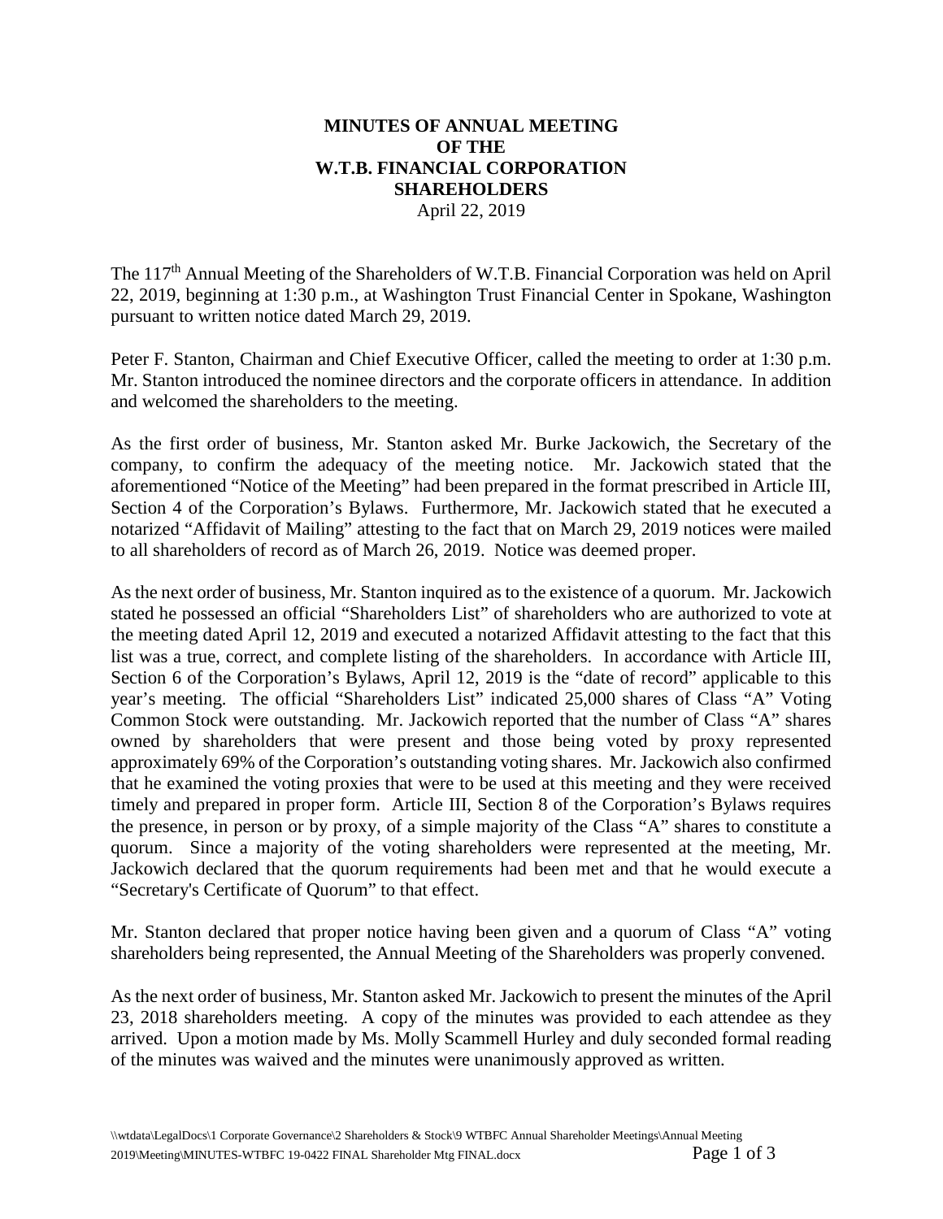# MINUTES OF ANNUAL MEETING OF THE W.T.B. FINANCIAL CORPORATION SHAREHOLDERS

April 22, 2019

The 117th Annual Meeting of the Shareholders of W.T.B. Financial Corporation was held on April 22, 2019, beginning at 1:30 p.m., at Washington Trust Financial Center in Spokane, Washington pursuant to written notice dated March 29, 2019.

Peter F. Stanton, Chairman and Chief Executive Officer, called the meeting to order at 1:30 p.m. Mr. Stanton introduced the nominee directors and the corporate officers in attendance. In addition and welcomed the shareholders to the meeting.

As the first order of business, Mr. Stanton asked Mr. Burke Jackowich, the Secretary of the company, to confirm the adequacy of the meeting notice. Mr. Jackowich stated that the aforementioned "Notice of the Meeting" had been prepared in the format prescribed in Article III, Section 4 of the Corporation's Bylaws. Furthermore, Mr. Jackowich stated that he executed a notarized "Affidavit of Mailing" attesting to the fact that on March 29, 2019 notices were mailed to all shareholders of record as of March 26, 2019. Notice was deemed proper.

As the next order of business, Mr. Stanton inquired as to the existence of a quorum. Mr. Jackowich stated he possessed an official "Shareholders List" of shareholders who are authorized to vote at the meeting dated April 12, 2019 and executed a notarized Affidavit attesting to the fact that this list was a true, correct, and complete listing of the shareholders. In accordance with Article III, Section 6 of the Corporation's Bylaws, April 12, 2019 is the "date of record" applicable to this year's meeting. The official "Shareholders List" indicated 25,000 shares of Class "A" Voting Common Stock were outstanding. Mr. Jackowich reported that the number of Class "A" shares owned by shareholders that were present and those being voted by proxy represented approximately 69% of the Corporation's outstanding voting shares. Mr. Jackowich also confirmed that he examined the voting proxies that were to be used at this meeting and they were received timely and prepared in proper form. Article III, Section 8 of the Corporation's Bylaws requires the presence, in person or by proxy, of a simple majority of the Class "A" shares to constitute a quorum. Since a majority of the voting shareholders were represented at the meeting, Mr. Jackowich declared that the quorum requirements had been met and that he would execute a "Secretary's Certificate of Quorum" to that effect.

Mr. Stanton declared that proper notice having been given and a quorum of Class "A" voting shareholders being represented, the Annual Meeting of the Shareholders was properly convened.

As the next order of business, Mr. Stanton asked Mr. Jackowich to present the minutes of the April 23, 2018 shareholders meeting. A copy of the minutes was provided to each attendee as they arrived. Upon a motion made by Ms. Molly Scammell Hurley and duly seconded formal reading of the minutes was waived and the minutes were unanimously approved as written.

\\wtdata\LegalDocs\1 Corporate Governance\2 Shareholders & Stock\9 WTBFC Annual Shareholder Meetings\Annual Meeting 2019\Meeting\MINUTES-WTBFC 19-0422 FINAL Shareholder Mtg FINAL.docx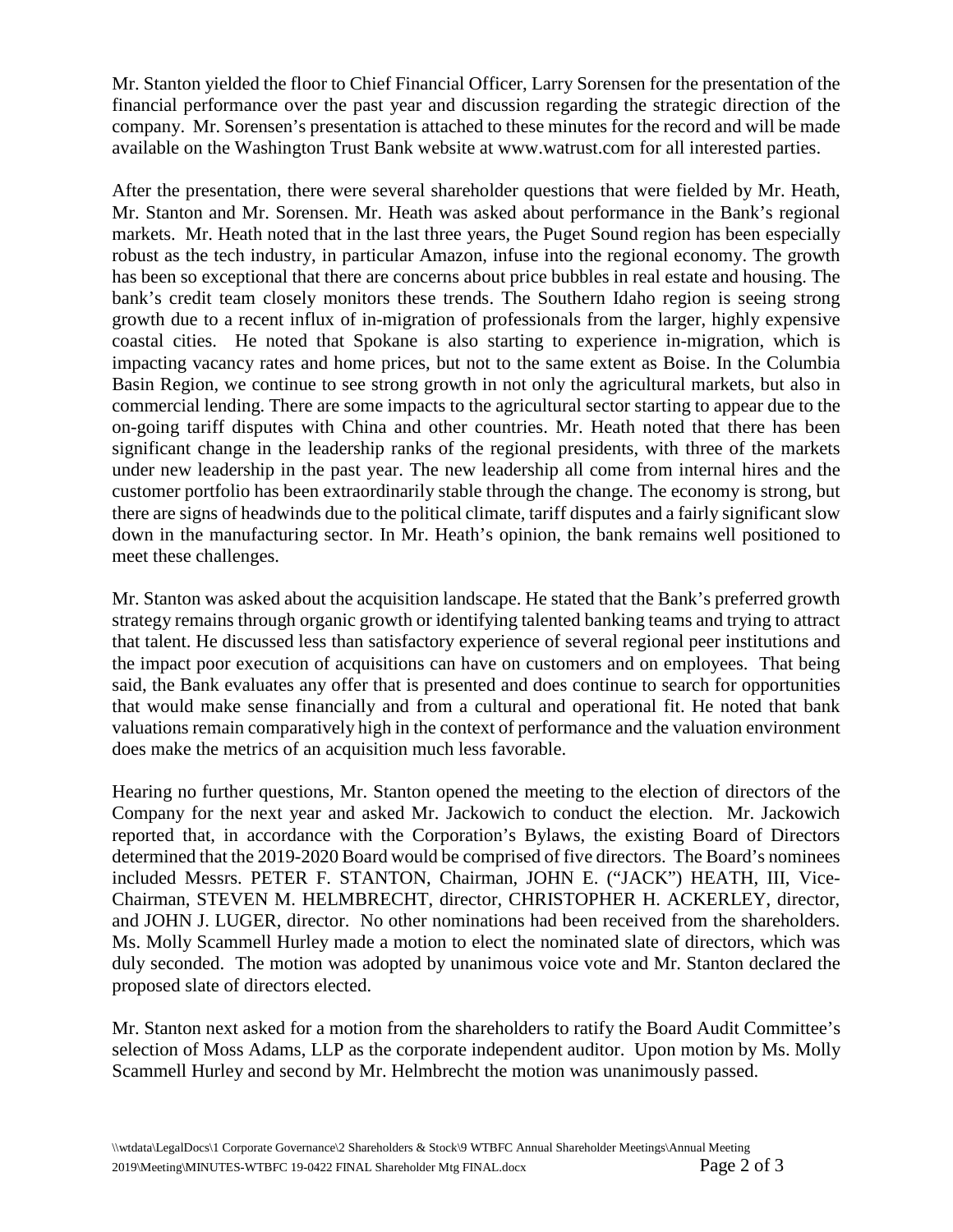Mr. Stanton yielded the floor to Chief Financial Officer, Larry Sorensen for the presentation of the financial performance over the past year and discussion regarding the strategic direction of the company. Mr. Sorensen's presentation is attached to these minutes for the record and will be made available on the Washington Trust Bank website at www.watrust.com for all interested parties.

After the presentation, there were several shareholder questions that were fielded by Mr. Heath, Mr. Stanton and Mr. Sorensen. Mr. Heath was asked about performance in the Bank's regional markets. Mr. Heath noted that in the last three years, the Puget Sound region has been especially robust as the tech industry, in particular Amazon, infuse into the regional economy. The growth has been so exceptional that there are concerns about price bubbles in real estate and housing. The bank's credit team closely monitors these trends. The Southern Idaho region is seeing strong growth due to a recent influx of in-migration of professionals from the larger, highly expensive coastal cities. He noted that Spokane is also starting to experience in-migration, which is impacting vacancy rates and home prices, but not to the same extent as Boise. In the Columbia Basin Region, we continue to see strong growth in not only the agricultural markets, but also in commercial lending. There are some impacts to the agricultural sector starting to appear due to the on-going tariff disputes with China and other countries. Mr. Heath noted that there has been significant change in the leadership ranks of the regional presidents, with three of the markets under new leadership in the past year. The new leadership all come from internal hires and the customer portfolio has been extraordinarily stable through the change. The economy is strong, but there are signs of headwinds due to the political climate, tariff disputes and a fairly significant slow down in the manufacturing sector. In Mr. Heath's opinion, the bank remains well positioned to meet these challenges.

Mr. Stanton was asked about the acquisition landscape. He stated that the Bank's preferred growth strategy remains through organic growth or identifying talented banking teams and trying to attract that talent. He discussed less than satisfactory experience of several regional peer institutions and the impact poor execution of acquisitions can have on customers and on employees. That being said, the Bank evaluates any offer that is presented and does continue to search for opportunities that would make sense financially and from a cultural and operational fit. He noted that bank valuations remain comparatively high in the context of performance and the valuation environment does make the metrics of an acquisition much less favorable.

Hearing no further questions, Mr. Stanton opened the meeting to the election of directors of the Company for the next year and asked Mr. Jackowich to conduct the election. Mr. Jackowich reported that, in accordance with the Corporation's Bylaws, the existing Board of Directors determined that the 2019-2020 Board would be comprised of five directors. The Board's nominees included Messrs. PETER F. STANTON, Chairman, JOHN E. ("JACK") HEATH, III, Vice-Chairman, STEVEN M. HELMBRECHT, director, CHRISTOPHER H. ACKERLEY, director, and JOHN J. LUGER, director. No other nominations had been received from the shareholders. Ms. Molly Scammell Hurley made a motion to elect the nominated slate of directors, which was duly seconded. The motion was adopted by unanimous voice vote and Mr. Stanton declared the proposed slate of directors elected.

Mr. Stanton next asked for a motion from the shareholders to ratify the Board Audit Committee's selection of Moss Adams, LLP as the corporate independent auditor. Upon motion by Ms. Molly Scammell Hurley and second by Mr. Helmbrecht the motion was unanimously passed.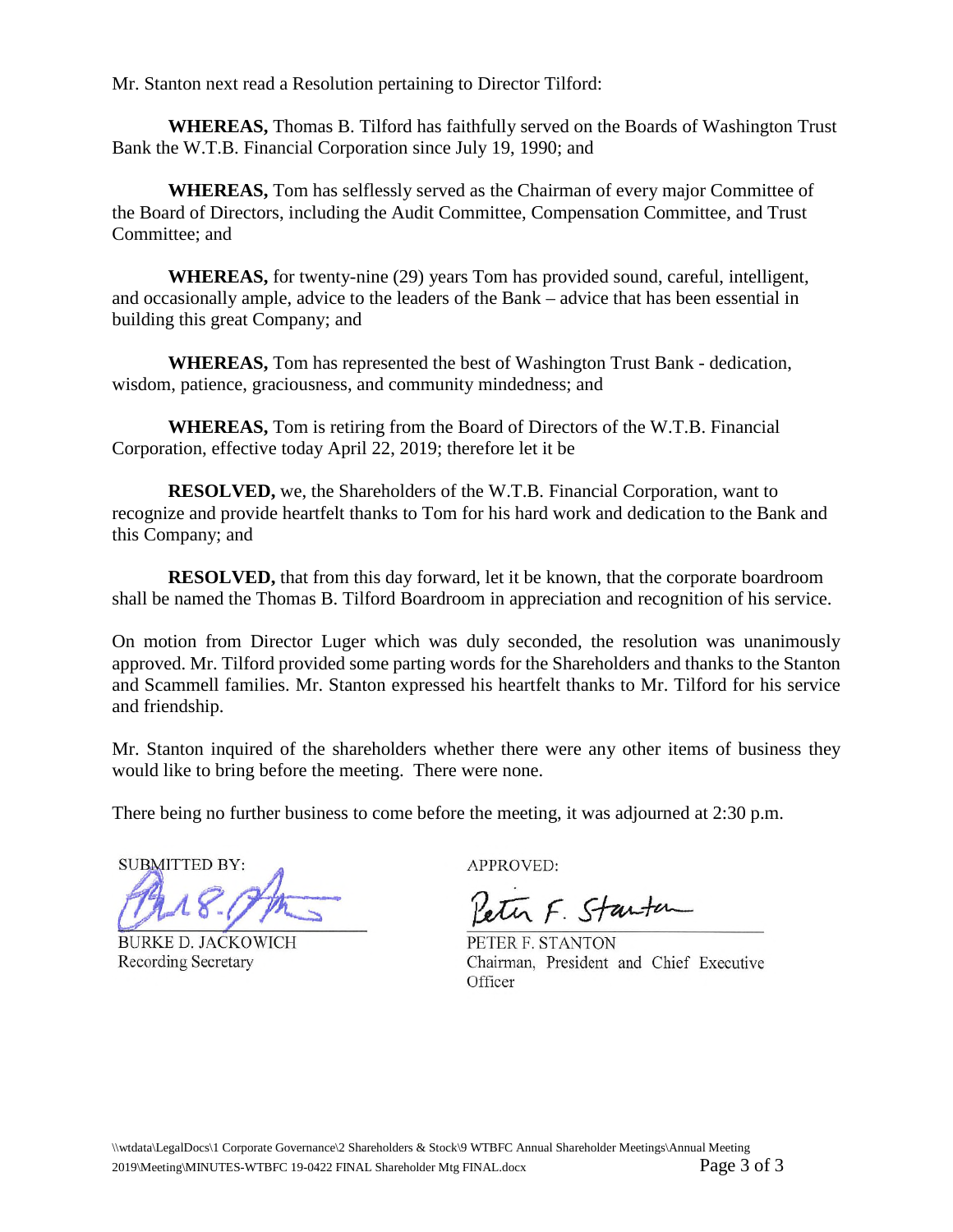Mr. Stanton next read a Resolution pertaining to Director Tilford:

**WHEREAS,** Thomas B. Tilford has faithfully served on the Boards of Washington Trust Bank the W.T.B. Financial Corporation since July 19, 1990; and

**WHEREAS,** Tom has selflessly served as the Chairman of every major Committee of the Board of Directors, including the Audit Committee, Compensation Committee, and Trust Committee; and

**WHEREAS,** for twenty-nine (29) years Tom has provided sound, careful, intelligent, and occasionally ample, advice to the leaders of the Bank – advice that has been essential in building this great Company; and

**WHEREAS,** Tom has represented the best of Washington Trust Bank - dedication, wisdom, patience, graciousness, and community mindedness; and

**WHEREAS,** Tom is retiring from the Board of Directors of the W.T.B. Financial Corporation, effective today April 22, 2019; therefore let it be

**RESOLVED,** we, the Shareholders of the W.T.B. Financial Corporation, want to recognize and provide heartfelt thanks to Tom for his hard work and dedication to the Bank and this Company; and

**RESOLVED,** that from this day forward, let it be known, that the corporate boardroom shall be named the Thomas B. Tilford Boardroom in appreciation and recognition of his service.

On motion from Director Luger which was duly seconded, the resolution was unanimously approved. Mr. Tilford provided some parting words for the Shareholders and thanks to the Stanton and Scammell families. Mr. Stanton expressed his heartfelt thanks to Mr. Tilford for his service and friendship.

Mr. Stanton inquired of the shareholders whether there were any other items of business they would like to bring before the meeting. There were none.

There being no further business to come before the meeting, it was adjourned at 2:30 p.m.

SUBMITTED BY:

BURKE D. JACKOWICH
Recording Secretary

APPROVED:

PETER F. STANTON
Chairman, President and Chief Executive Officer

\\wtdata\LegalDocs\1 Corporate Governance\2 Shareholders & Stock\9 WTBFC Annual Shareholder Meetings\Annual Meeting 2019\Meeting\MINUTES-WTBFC 19-0422 FINAL Shareholder Mtg FINAL.docx